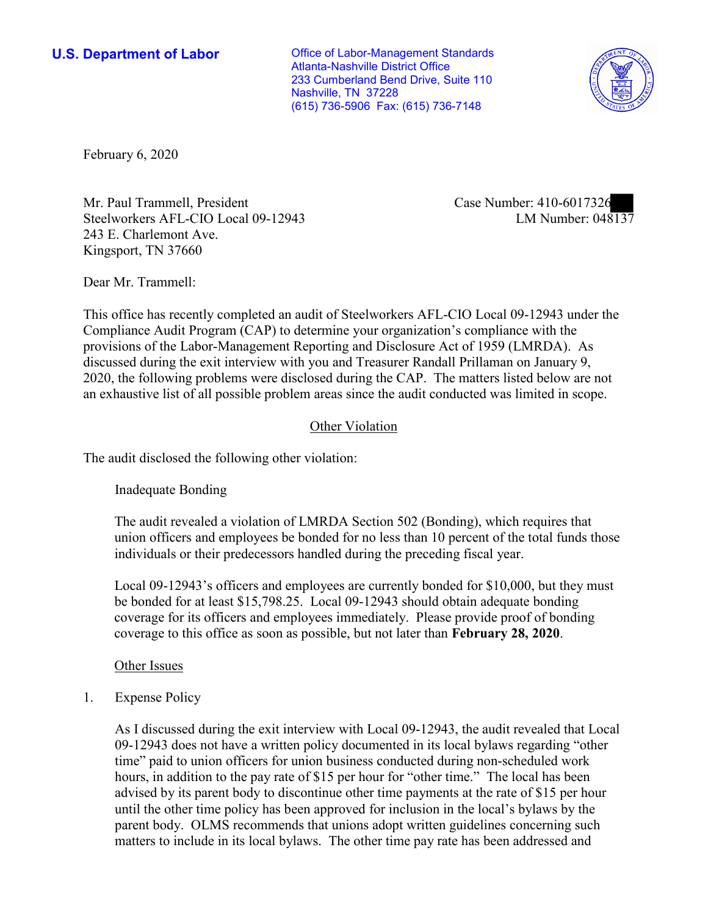**U.S. Department of Labor**

Office of Labor-Management Standards
Atlanta-Nashville District Office
233 Cumberland Bend Drive, Suite 110
Nashville, TN 37228
(615) 736-5906 Fax: (615) 736-7148

February 6, 2020

Mr. Paul Trammell, President
Steelworkers AFL-CIO Local 09-12943
243 E. Charlemont Ave.
Kingsport, TN 37660

Case Number: 410-6017326
LM Number: 048137

Dear Mr. Trammell:

This office has recently completed an audit of Steelworkers AFL-CIO Local 09-12943 under the Compliance Audit Program (CAP) to determine your organization's compliance with the provisions of the Labor-Management Reporting and Disclosure Act of 1959 (LMRDA). As discussed during the exit interview with you and Treasurer Randall Prillaman on January 9, 2020, the following problems were disclosed during the CAP. The matters listed below are not an exhaustive list of all possible problem areas since the audit conducted was limited in scope.

## Other Violation

The audit disclosed the following other violation:

Inadequate Bonding

The audit revealed a violation of LMRDA Section 502 (Bonding), which requires that union officers and employees be bonded for no less than 10 percent of the total funds those individuals or their predecessors handled during the preceding fiscal year.

Local 09-12943's officers and employees are currently bonded for $10,000, but they must be bonded for at least $15,798.25. Local 09-12943 should obtain adequate bonding coverage for its officers and employees immediately. Please provide proof of bonding coverage to this office as soon as possible, but not later than **February 28, 2020**.

Other Issues

1. Expense Policy

As I discussed during the exit interview with Local 09-12943, the audit revealed that Local 09-12943 does not have a written policy documented in its local bylaws regarding "other time" paid to union officers for union business conducted during non-scheduled work hours, in addition to the pay rate of $15 per hour for "other time." The local has been advised by its parent body to discontinue other time payments at the rate of $15 per hour until the other time policy has been approved for inclusion in the local's bylaws by the parent body. OLMS recommends that unions adopt written guidelines concerning such matters to include in its local bylaws. The other time pay rate has been addressed and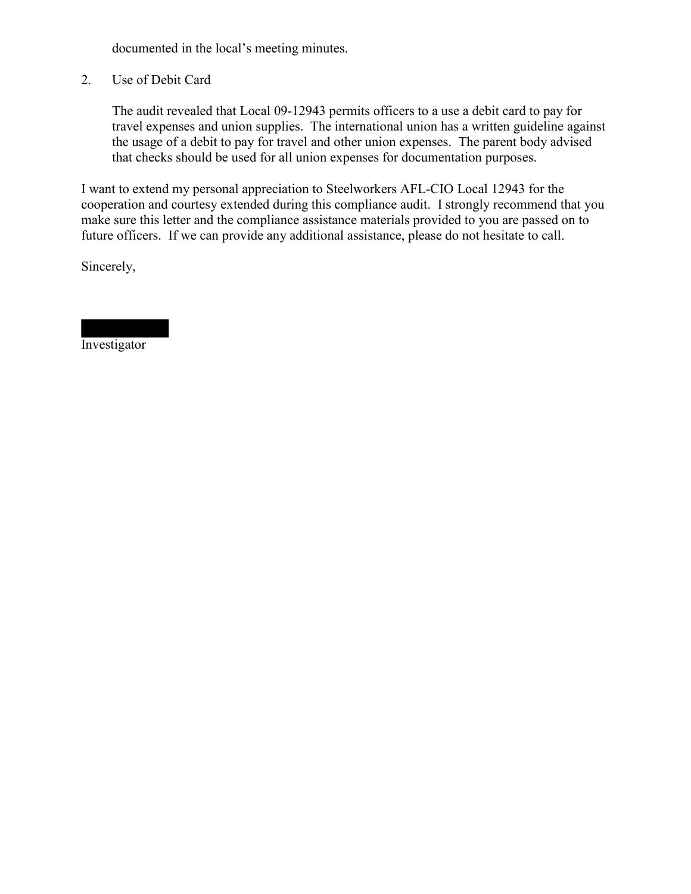documented in the local's meeting minutes.

2. Use of Debit Card

   The audit revealed that Local 09-12943 permits officers to a use a debit card to pay for travel expenses and union supplies. The international union has a written guideline against the usage of a debit to pay for travel and other union expenses. The parent body advised that checks should be used for all union expenses for documentation purposes.

I want to extend my personal appreciation to Steelworkers AFL-CIO Local 12943 for the cooperation and courtesy extended during this compliance audit. I strongly recommend that you make sure this letter and the compliance assistance materials provided to you are passed on to future officers. If we can provide any additional assistance, please do not hesitate to call.

Sincerely,

Investigator